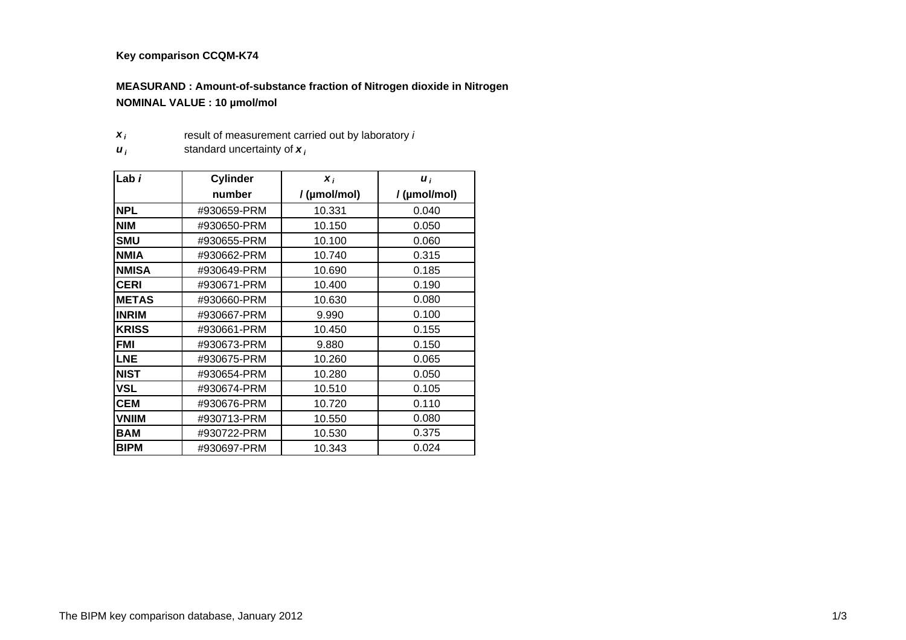**Key comparison CCQM-K74**

**MEASURAND : Amount-of-substance fraction of Nitrogen dioxide in Nitrogen**

**NOMINAL VALUE : 10 µmol/mol**

$x_i$ result of measurement carried out by laboratory $i$

$u_i$ standard uncertainty of $x_i$

| Lab $i$ | Cylinder number | $x_i$ / (µmol/mol) | $u_i$ / (µmol/mol) |
|---|---|---|---|
| **NPL** | #930659-PRM | 10.331 | 0.040 |
| **NIM** | #930650-PRM | 10.150 | 0.050 |
| **SMU** | #930655-PRM | 10.100 | 0.060 |
| **NMIA** | #930662-PRM | 10.740 | 0.315 |
| **NMISA** | #930649-PRM | 10.690 | 0.185 |
| **CERI** | #930671-PRM | 10.400 | 0.190 |
| **METAS** | #930660-PRM | 10.630 | 0.080 |
| **INRIM** | #930667-PRM | 9.990 | 0.100 |
| **KRISS** | #930661-PRM | 10.450 | 0.155 |
| **FMI** | #930673-PRM | 9.880 | 0.150 |
| **LNE** | #930675-PRM | 10.260 | 0.065 |
| **NIST** | #930654-PRM | 10.280 | 0.050 |
| **VSL** | #930674-PRM | 10.510 | 0.105 |
| **CEM** | #930676-PRM | 10.720 | 0.110 |
| **VNIIM** | #930713-PRM | 10.550 | 0.080 |
| **BAM** | #930722-PRM | 10.530 | 0.375 |
| **BIPM** | #930697-PRM | 10.343 | 0.024 |

The BIPM key comparison database, January 2012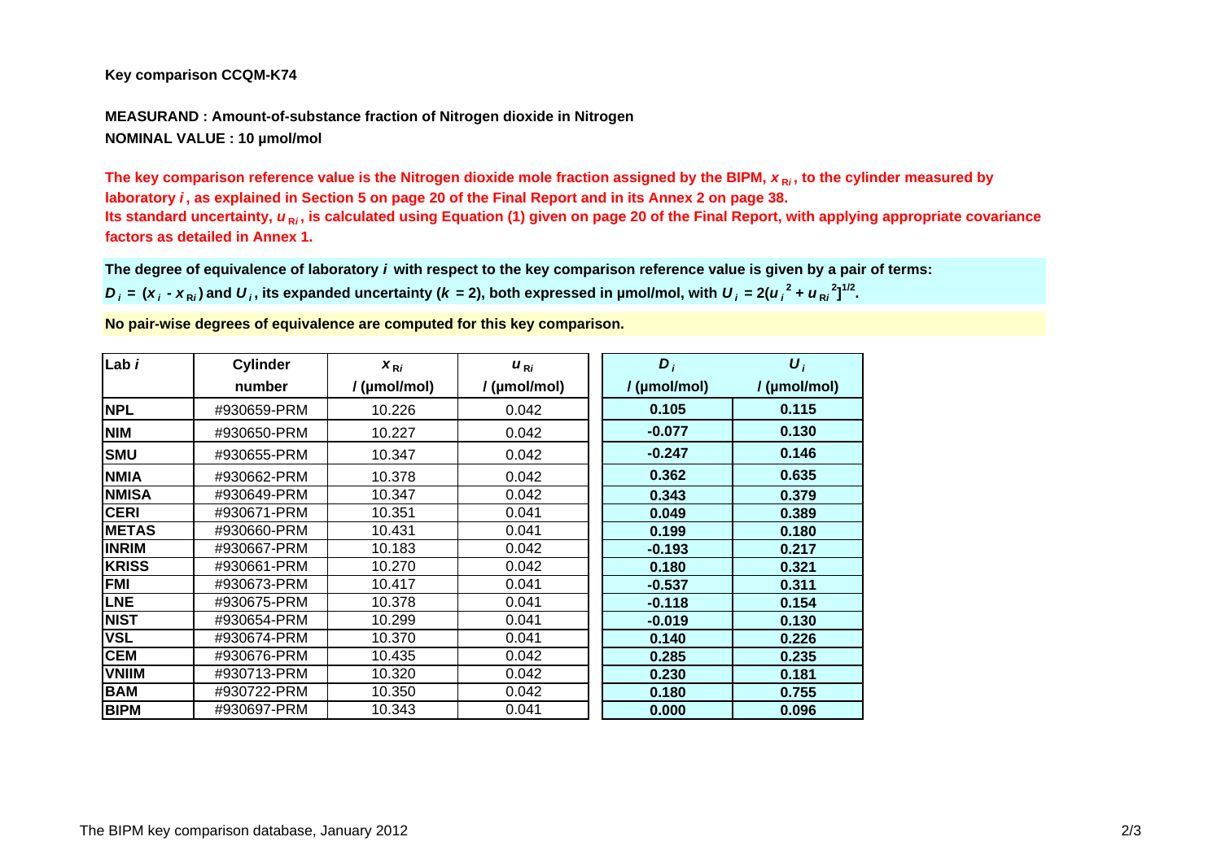**Key comparison CCQM-K74**

**MEASURAND : Amount-of-substance fraction of Nitrogen dioxide in Nitrogen**

**NOMINAL VALUE : 10 µmol/mol**

**The key comparison reference value is the Nitrogen dioxide mole fraction assigned by the BIPM, $x_{Ri}$, to the cylinder measured by laboratory $i$, as explained in Section 5 on page 20 of the Final Report and in its Annex 2 on page 38.**
**Its standard uncertainty, $u_{Ri}$, is calculated using Equation (1) given on page 20 of the Final Report, with applying appropriate covariance factors as detailed in Annex 1.**

**The degree of equivalence of laboratory $i$ with respect to the key comparison reference value is given by a pair of terms:**
**$D_i = (x_i - x_{Ri})$ and $U_i$, its expanded uncertainty ($k$ = 2), both expressed in µmol/mol, with $U_i = 2(u_i^2 + u_{Ri}^2)^{1/2}$.**

**No pair-wise degrees of equivalence are computed for this key comparison.**

| Lab $i$ | Cylinder number | $x_{Ri}$ / (µmol/mol) | $u_{Ri}$ / (µmol/mol) | $D_i$ / (µmol/mol) | $U_i$ / (µmol/mol) |
|---|---|---|---|---|---|
| **NPL** | #930659-PRM | 10.226 | 0.042 | **0.105** | **0.115** |
| **NIM** | #930650-PRM | 10.227 | 0.042 | **-0.077** | **0.130** |
| **SMU** | #930655-PRM | 10.347 | 0.042 | **-0.247** | **0.146** |
| **NMIA** | #930662-PRM | 10.378 | 0.042 | **0.362** | **0.635** |
| **NMISA** | #930649-PRM | 10.347 | 0.042 | **0.343** | **0.379** |
| **CERI** | #930671-PRM | 10.351 | 0.041 | **0.049** | **0.389** |
| **METAS** | #930660-PRM | 10.431 | 0.041 | **0.199** | **0.180** |
| **INRIM** | #930667-PRM | 10.183 | 0.042 | **-0.193** | **0.217** |
| **KRISS** | #930661-PRM | 10.270 | 0.042 | **0.180** | **0.321** |
| **FMI** | #930673-PRM | 10.417 | 0.041 | **-0.537** | **0.311** |
| **LNE** | #930675-PRM | 10.378 | 0.041 | **-0.118** | **0.154** |
| **NIST** | #930654-PRM | 10.299 | 0.041 | **-0.019** | **0.130** |
| **VSL** | #930674-PRM | 10.370 | 0.041 | **0.140** | **0.226** |
| **CEM** | #930676-PRM | 10.435 | 0.042 | **0.285** | **0.235** |
| **VNIIM** | #930713-PRM | 10.320 | 0.042 | **0.230** | **0.181** |
| **BAM** | #930722-PRM | 10.350 | 0.042 | **0.180** | **0.755** |
| **BIPM** | #930697-PRM | 10.343 | 0.041 | **0.000** | **0.096** |

The BIPM key comparison database, January 2012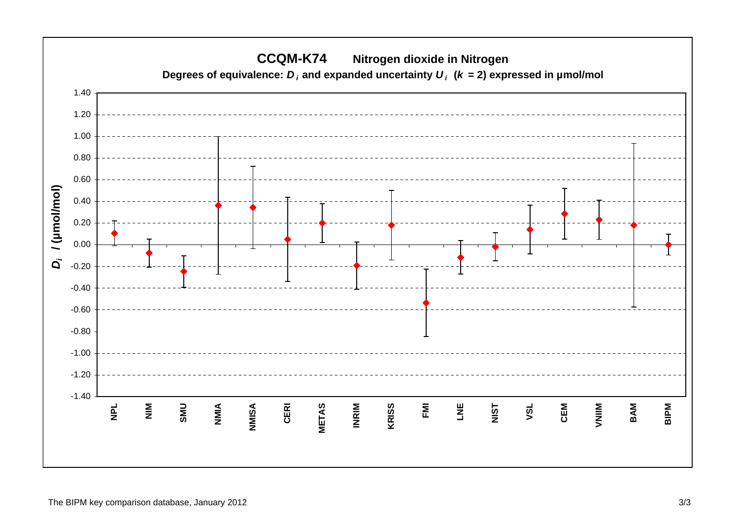CCQM-K74 Nitrogen dioxide in Nitrogen

Degrees of equivalence: $D_i$ and expanded uncertainty $U_i$ ($k$ = 2) expressed in µmol/mol

$D_i$ / (µmol/mol)

1.40
1.20
1.00
0.80
0.60
0.40
0.20
0.00
-0.20
-0.40
-0.60
-0.80
-1.00
-1.20
-1.40

NPL NIM SMU NMIA NMISA CERI METAS INRIM KRISS FMI LNE NIST VSL CEM VNIIM BAM BIPM